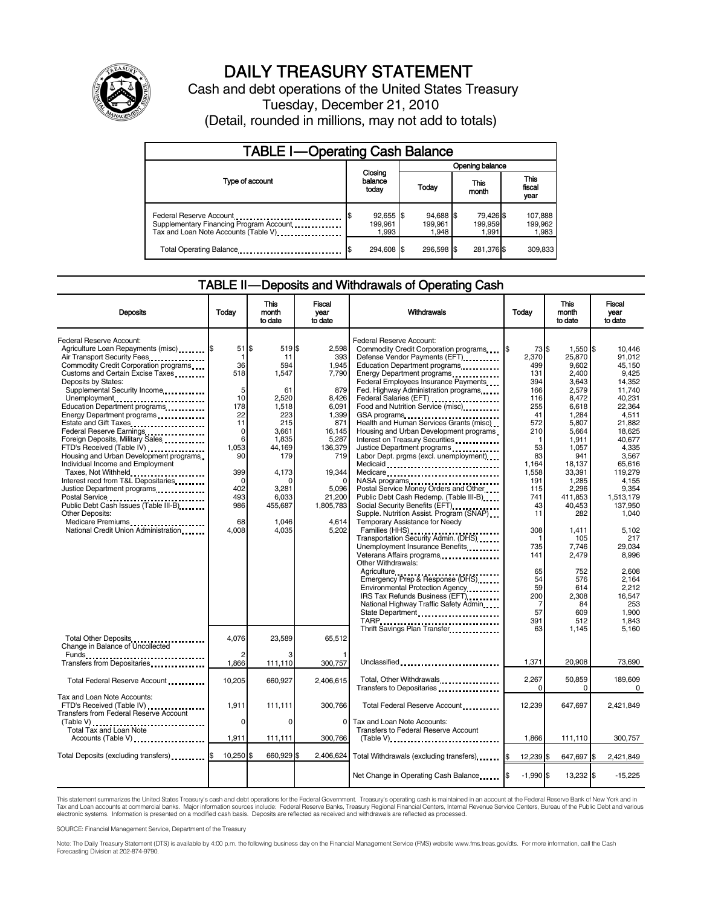# DAILY TREASURY STATEMENT

Cash and debt operations of the United States Treasury

Tuesday, December 21, 2010

(Detail, rounded in millions, may not add to totals)

## TABLE I—Operating Cash Balance

| Type of account | Closing balance today | Opening balance Today | Opening balance This month | Opening balance This fiscal year |
|---|---|---|---|---|
| Federal Reserve Account | $ 92,655 | $ 94,688 | $ 79,426 | $ 107,888 |
| Supplementary Financing Program Account | 199,961 | 199,961 | 199,959 | 199,962 |
| Tax and Loan Note Accounts (Table V) | 1,993 | 1,948 | 1,991 | 1,983 |
| Total Operating Balance | $ 294,608 | $ 296,598 | $ 281,376 | $ 309,833 |

## TABLE II—Deposits and Withdrawals of Operating Cash

| Deposits | Today | This month to date | Fiscal year to date |
|---|---|---|---|
| Federal Reserve Account: | | | |
| Agriculture Loan Repayments (misc) | $ 51 | $ 519 | $ 2,598 |
| Air Transport Security Fees | 1 | 11 | 393 |
| Commodity Credit Corporation programs | 36 | 594 | 1,945 |
| Customs and Certain Excise Taxes | 518 | 1,547 | 7,790 |
| Deposits by States: | | | |
| Supplemental Security Income | 5 | 61 | 879 |
| Unemployment | 10 | 2,520 | 8,426 |
| Education Department programs | 178 | 1,518 | 6,091 |
| Energy Department programs | 22 | 223 | 1,399 |
| Estate and Gift Taxes | 11 | 215 | 871 |
| Federal Reserve Earnings | 0 | 3,661 | 16,145 |
| Foreign Deposits, Military Sales | 6 | 1,835 | 5,287 |
| FTD's Received (Table IV) | 1,053 | 44,169 | 136,379 |
| Housing and Urban Development programs | 90 | 179 | 719 |
| Individual Income and Employment Taxes, Not Withheld | 399 | 4,173 | 19,344 |
| Interest recd from T&L Depositaries | 0 | 0 | 0 |
| Justice Department programs | 402 | 3,281 | 5,096 |
| Postal Service | 493 | 6,033 | 21,200 |
| Public Debt Cash Issues (Table III-B) | 986 | 455,687 | 1,805,783 |
| Other Deposits: | | | |
| Medicare Premiums | 68 | 1,046 | 4,614 |
| National Credit Union Administration | 4,008 | 4,035 | 5,202 |
| Total Other Deposits | 4,076 | 23,589 | 65,512 |
| Change in Balance of Uncollected Funds | 2 | 3 | 1 |
| Transfers from Depositaries | 1,866 | 111,110 | 300,757 |
| Total Federal Reserve Account | 10,205 | 660,927 | 2,406,615 |
| Tax and Loan Note Accounts: | | | |
| FTD's Received (Table IV) | 1,911 | 111,111 | 300,766 |
| Transfers from Federal Reserve Account (Table V) | 0 | 0 | 0 |
| Total Tax and Loan Note Accounts (Table V) | 1,911 | 111,111 | 300,766 |
| Total Deposits (excluding transfers) | $ 10,250 | $ 660,929 | $ 2,406,624 |

| Withdrawals | Today | This month to date | Fiscal year to date |
|---|---|---|---|
| Federal Reserve Account: | | | |
| Commodity Credit Corporation programs | $ 73 | $ 1,550 | $ 10,446 |
| Defense Vendor Payments (EFT) | 2,370 | 25,870 | 91,012 |
| Education Department programs | 499 | 9,602 | 45,150 |
| Energy Department programs | 131 | 2,400 | 9,425 |
| Federal Employees Insurance Payments | 394 | 3,643 | 14,352 |
| Fed. Highway Administration programs | 166 | 2,579 | 11,740 |
| Federal Salaries (EFT) | 116 | 8,472 | 40,231 |
| Food and Nutrition Service (misc) | 255 | 6,618 | 22,364 |
| GSA programs | 41 | 1,284 | 4,511 |
| Health and Human Services Grants (misc) | 572 | 5,807 | 21,882 |
| Housing and Urban Development programs | 210 | 5,664 | 18,625 |
| Interest on Treasury Securities | 1 | 1,911 | 40,677 |
| Justice Department programs | 53 | 1,057 | 4,335 |
| Labor Dept. prgms (excl. unemployment) | 83 | 941 | 3,567 |
| Medicaid | 1,164 | 18,137 | 65,616 |
| Medicare | 1,558 | 33,391 | 119,279 |
| NASA programs | 191 | 1,285 | 4,155 |
| Postal Service Money Orders and Other | 115 | 2,296 | 9,354 |
| Public Debt Cash Redemp. (Table III-B) | 741 | 411,853 | 1,513,179 |
| Social Security Benefits (EFT) | 43 | 40,453 | 137,950 |
| Supple. Nutrition Assist. Program (SNAP) | 11 | 282 | 1,040 |
| Temporary Assistance for Needy Families (HHS) | 308 | 1,411 | 5,102 |
| Transportation Security Admin. (DHS) | 1 | 105 | 217 |
| Unemployment Insurance Benefits | 735 | 7,746 | 29,034 |
| Veterans Affairs programs | 141 | 2,479 | 8,996 |
| Other Withdrawals: | | | |
| Agriculture | 65 | 752 | 2,608 |
| Emergency Prep & Response (DHS) | 54 | 576 | 2,164 |
| Environmental Protection Agency | 59 | 614 | 2,212 |
| IRS Tax Refunds Business (EFT) | 200 | 2,308 | 16,547 |
| National Highway Traffic Safety Admin | 7 | 84 | 253 |
| State Department | 57 | 609 | 1,900 |
| TARP | 391 | 512 | 1,843 |
| Thrift Savings Plan Transfer | 63 | 1,145 | 5,160 |
| Unclassified | 1,371 | 20,908 | 73,690 |
| Total, Other Withdrawals | 2,267 | 50,859 | 189,609 |
| Transfers to Depositaries | 0 | 0 | 0 |
| Total Federal Reserve Account | 12,239 | 647,697 | 2,421,849 |
| Tax and Loan Note Accounts: | | | |
| Transfers to Federal Reserve Account (Table V) | 1,866 | 111,110 | 300,757 |
| Total Withdrawals (excluding transfers) | $ 12,239 | $ 647,697 | $ 2,421,849 |
| Net Change in Operating Cash Balance | $ -1,990 | $ 13,232 | $ -15,225 |

This statement summarizes the United States Treasury's cash and debt operations for the Federal Government. Treasury's operating cash is maintained in an account at the Federal Reserve Bank of New York and in Tax and Loan accounts at commercial banks. Major information sources include: Federal Reserve Banks, Treasury Regional Financial Centers, Internal Revenue Service Centers, Bureau of the Public Debt and various electronic systems. Information is presented on a modified cash basis. Deposits are reflected as received and withdrawals are reflected as processed.

SOURCE: Financial Management Service, Department of the Treasury

Note: The Daily Treasury Statement (DTS) is available by 4:00 p.m. the following business day on the Financial Management Service (FMS) website www.fms.treas.gov/dts. For more information, call the Cash Forecasting Division at 202-874-9790.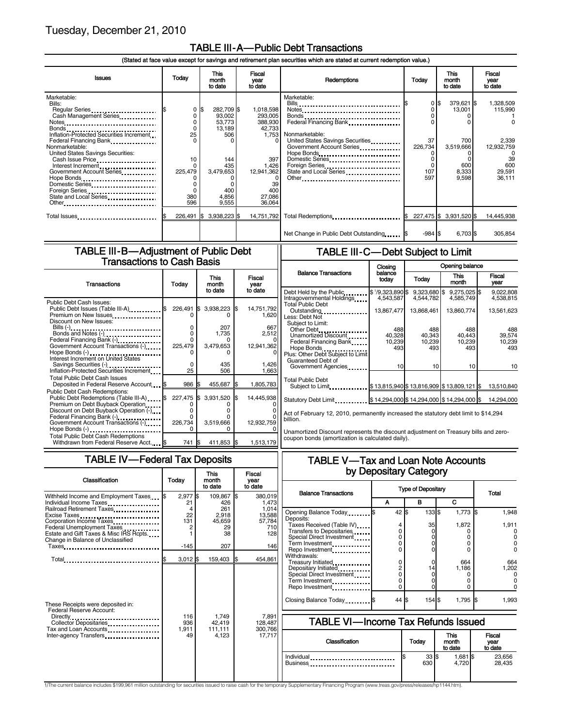Tuesday, December 21, 2010

## TABLE III-A—Public Debt Transactions

(Stated at face value except for savings and retirement plan securities which are stated at current redemption value.)

| Issues | Today | This month to date | Fiscal year to date |
|---|---|---|---|
| Marketable: | | | |
| Bills: | | | |
| Regular Series | $ 0 | $ 282,709 | $ 1,018,598 |
| Cash Management Series | 0 | 93,002 | 293,005 |
| Notes | 0 | 53,773 | 388,930 |
| Bonds | 0 | 13,189 | 42,733 |
| Inflation-Protected Securities Increment | 25 | 506 | 1,753 |
| Federal Financing Bank | 0 | 0 | 0 |
| Nonmarketable: | | | |
| United States Savings Securities: | | | |
| Cash Issue Price | 10 | 144 | 397 |
| Interest Increment | 0 | 435 | 1,426 |
| Government Account Series | 225,479 | 3,479,653 | 12,941,362 |
| Hope Bonds | 0 | 0 | 0 |
| Domestic Series | 0 | 0 | 39 |
| Foreign Series | 0 | 400 | 400 |
| State and Local Series | 380 | 4,856 | 27,086 |
| Other | 596 | 9,555 | 36,064 |
| Total Issues | $ 226,491 | $ 3,938,223 | $ 14,751,792 |

| Redemptions | Today | This month to date | Fiscal year to date |
|---|---|---|---|
| Marketable: | | | |
| Bills | $ 0 | $ 379,621 | $ 1,328,509 |
| Notes | 0 | 13,001 | 115,990 |
| Bonds | 0 | 0 | 1 |
| Federal Financing Bank | 0 | 0 | 0 |
| Nonmarketable: | | | |
| United States Savings Securities | 37 | 700 | 2,339 |
| Government Account Series | 226,734 | 3,519,666 | 12,932,759 |
| Hope Bonds | 0 | 0 | 0 |
| Domestic Series | 0 | 0 | 39 |
| Foreign Series | 0 | 600 | 600 |
| State and Local Series | 107 | 8,333 | 29,591 |
| Other | 597 | 9,598 | 36,111 |
| Total Redemptions | $ 227,475 | $ 3,931,520 | $ 14,445,938 |
| Net Change in Public Debt Outstanding | $ -984 | $ 6,703 | $ 305,854 |

## TABLE III-B—Adjustment of Public Debt Transactions to Cash Basis

| Transactions | Today | This month to date | Fiscal year to date |
|---|---|---|---|
| Public Debt Cash Issues: | | | |
| Public Debt Issues (Table III-A) | $ 226,491 | $ 3,938,223 | $ 14,751,792 |
| Premium on New Issues | 0 | 0 | 1,620 |
| Discount on New Issues: | | | |
| Bills (-) | 0 | 207 | 667 |
| Bonds and Notes (-) | 0 | 1,735 | 2,512 |
| Federal Financing Bank (-) | 0 | 0 | 0 |
| Government Account Transactions (-) | 225,479 | 3,479,653 | 12,941,362 |
| Hope Bonds (-) | 0 | 0 | 0 |
| Interest Increment on United States Savings Securities (-) | 0 | 435 | 1,426 |
| Inflation-Protected Securities Increment | 25 | 506 | 1,663 |
| Total Public Debt Cash Issues Deposited in Federal Reserve Account | $ 986 | $ 455,687 | $ 1,805,783 |
| Public Debt Cash Redemptions: | | | |
| Public Debt Redemptions (Table III-A) | $ 227,475 | $ 3,931,520 | $ 14,445,938 |
| Premium on Debt Buyback Operation | 0 | 0 | 0 |
| Discount on Debt Buyback Operation (-) | 0 | 0 | 0 |
| Federal Financing Bank (-) | 0 | 0 | 0 |
| Government Account Transactions (-) | 226,734 | 3,519,666 | 12,932,759 |
| Hope Bonds (-) | 0 | 0 | 0 |
| Total Public Debt Cash Redemptions Withdrawn from Federal Reserve Acct. | $ 741 | $ 411,853 | $ 1,513,179 |

## TABLE III-C—Debt Subject to Limit

| Balance Transactions | Closing balance today | Opening balance Today | Opening balance This month | Opening balance Fiscal year |
|---|---|---|---|---|
| Debt Held by the Public | $ [1]9,323,890 | $ 9,323,680 | $ 9,275,025 | $ 9,022,808 |
| Intragovernmental Holdings | 4,543,587 | 4,544,782 | 4,585,749 | 4,538,815 |
| Total Public Debt Outstanding | 13,867,477 | 13,868,461 | 13,860,774 | 13,561,623 |
| Less: Debt Not Subject to Limit: | | | | |
| Other Debt | 488 | 488 | 488 | 488 |
| Unamortized Discount | 40,328 | 40,343 | 40,443 | 39,574 |
| Federal Financing Bank | 10,239 | 10,239 | 10,239 | 10,239 |
| Hope Bonds | 493 | 493 | 493 | 493 |
| Plus: Other Debt Subject to Limit Guaranteed Debt of Government Agencies | 10 | 10 | 10 | 10 |
| Total Public Debt Subject to Limit | $ 13,815,940 | $ 13,816,909 | $ 13,809,121 | $ 13,510,840 |
| Statutory Debt Limit | $ 14,294,000 | $ 14,294,000 | $ 14,294,000 | $ 14,294,000 |

Act of February 12, 2010, permanently increased the statutory debt limit to $14,294 billion.

Unamortized Discount represents the discount adjustment on Treasury bills and zero-coupon bonds (amortization is calculated daily).

## TABLE IV—Federal Tax Deposits

| Classification | Today | This month to date | Fiscal year to date |
|---|---|---|---|
| Withheld Income and Employment Taxes | $ 2,977 | $ 109,867 | $ 380,019 |
| Individual Income Taxes | 21 | 426 | 1,473 |
| Railroad Retirement Taxes | 4 | 261 | 1,014 |
| Excise Taxes | 22 | 2,918 | 13,588 |
| Corporation Income Taxes | 131 | 45,659 | 57,784 |
| Federal Unemployment Taxes | 2 | 29 | 710 |
| Estate and Gift Taxes & Misc IRS Rcpts. | 1 | 38 | 128 |
| Change in Balance of Unclassified Taxes | -145 | 207 | 146 |
| Total | $ 3,012 | $ 159,403 | $ 454,861 |
| These Receipts were deposited in: | | | |
| Federal Reserve Account: | | | |
| Directly | 116 | 1,749 | 7,891 |
| Collector Depositaries | 936 | 42,419 | 128,487 |
| Tax and Loan Accounts | 1,911 | 111,111 | 300,766 |
| Inter-agency Transfers | 49 | 4,123 | 17,717 |

## TABLE V—Tax and Loan Note Accounts by Depositary Category

| Balance Transactions | Type of Depositary A | Type of Depositary B | Type of Depositary C | Total |
|---|---|---|---|---|
| Opening Balance Today | $ 42 | $ 133 | $ 1,773 | $ 1,948 |
| Deposits: | | | | |
| Taxes Received (Table IV) | 4 | 35 | 1,872 | 1,911 |
| Transfers to Depositaries | 0 | 0 | 0 | 0 |
| Special Direct Investment | 0 | 0 | 0 | 0 |
| Term Investment | 0 | 0 | 0 | 0 |
| Repo Investment | 0 | 0 | 0 | 0 |
| Withdrawals: | | | | |
| Treasury Initiated | 0 | 0 | 664 | 664 |
| Depositary Initiated | 2 | 14 | 1,186 | 1,202 |
| Special Direct Investment | 0 | 0 | 0 | 0 |
| Term Investment | 0 | 0 | 0 | 0 |
| Repo Investment | 0 | 0 | 0 | 0 |
| Closing Balance Today | $ 44 | $ 154 | $ 1,795 | $ 1,993 |

## TABLE VI—Income Tax Refunds Issued

| Classification | Today | This month to date | Fiscal year to date |
|---|---|---|---|
| Individual | $ 33 | $ 1,681 | $ 23,656 |
| Business | 630 | 4,720 | 28,435 |

1/The current balance includes $199,961 million outstanding for securities issued to raise cash for the temporary Supplementary Financing Program (www.treas.gov/press/releases/hp1144.htm).